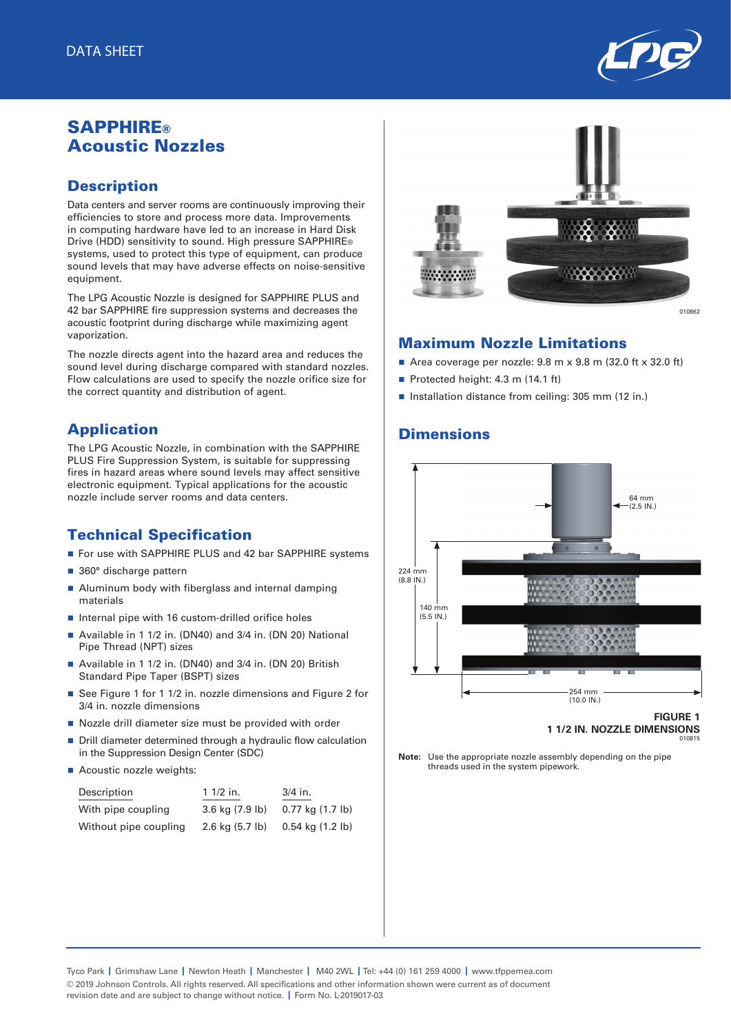DATA SHEET

# SAPPHIRE® Acoustic Nozzles

## Description

Data centers and server rooms are continuously improving their efficiencies to store and process more data. Improvements in computing hardware have led to an increase in Hard Disk Drive (HDD) sensitivity to sound. High pressure SAPPHIRE® systems, used to protect this type of equipment, can produce sound levels that may have adverse effects on noise-sensitive equipment.

The LPG Acoustic Nozzle is designed for SAPPHIRE PLUS and 42 bar SAPPHIRE fire suppression systems and decreases the acoustic footprint during discharge while maximizing agent vaporization.

The nozzle directs agent into the hazard area and reduces the sound level during discharge compared with standard nozzles. Flow calculations are used to specify the nozzle orifice size for the correct quantity and distribution of agent.

## Application

The LPG Acoustic Nozzle, in combination with the SAPPHIRE PLUS Fire Suppression System, is suitable for suppressing fires in hazard areas where sound levels may affect sensitive electronic equipment. Typical applications for the acoustic nozzle include server rooms and data centers.

## Technical Specification

- For use with SAPPHIRE PLUS and 42 bar SAPPHIRE systems
- 360° discharge pattern
- Aluminum body with fiberglass and internal damping materials
- Internal pipe with 16 custom-drilled orifice holes
- Available in 1 1/2 in. (DN40) and 3/4 in. (DN 20) National Pipe Thread (NPT) sizes
- Available in 1 1/2 in. (DN40) and 3/4 in. (DN 20) British Standard Pipe Taper (BSPT) sizes
- See Figure 1 for 1 1/2 in. nozzle dimensions and Figure 2 for 3/4 in. nozzle dimensions
- Nozzle drill diameter size must be provided with order
- Drill diameter determined through a hydraulic flow calculation in the Suppression Design Center (SDC)
- Acoustic nozzle weights:

| Description | 1 1/2 in. | 3/4 in. |
|---|---|---|
| With pipe coupling | 3.6 kg (7.9 lb) | 0.77 kg (1.7 lb) |
| Without pipe coupling | 2.6 kg (5.7 lb) | 0.54 kg (1.2 lb) |

010862

## Maximum Nozzle Limitations

- Area coverage per nozzle: 9.8 m x 9.8 m (32.0 ft x 32.0 ft)
- Protected height: 4.3 m (14.1 ft)
- Installation distance from ceiling: 305 mm (12 in.)

## Dimensions

64 mm (2.5 IN.)

224 mm (8.8 IN.)

140 mm (5.5 IN.)

254 mm (10.0 IN.)

**FIGURE 1**
**1 1/2 IN. NOZZLE DIMENSIONS**
010815

**Note:** Use the appropriate nozzle assembly depending on the pipe threads used in the system pipework.

Tyco Park | Grimshaw Lane | Newton Heath | Manchester | M40 2WL | Tel: +44 (0) 161 259 4000 | www.tfppemea.com
© 2019 Johnson Controls. All rights reserved. All specifications and other information shown were current as of document revision date and are subject to change without notice. | Form No. L-2019017-03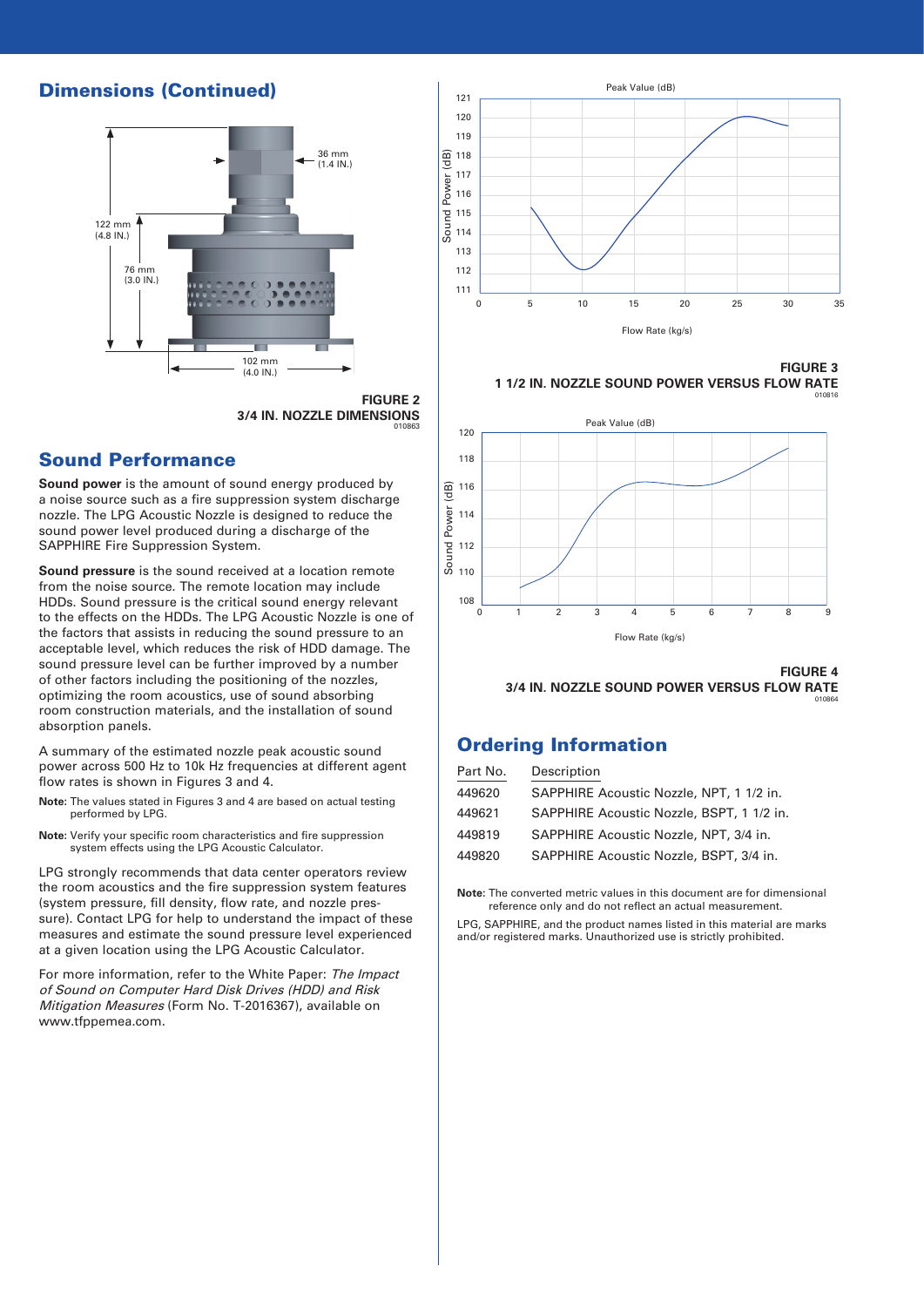## Dimensions (Continued)

36 mm
(1.4 IN.)

122 mm
(4.8 IN.)

76 mm
(3.0 IN.)

102 mm
(4.0 IN.)

**FIGURE 2**
**3/4 IN. NOZZLE DIMENSIONS**
010863

## Sound Performance

**Sound power** is the amount of sound energy produced by a noise source such as a fire suppression system discharge nozzle. The LPG Acoustic Nozzle is designed to reduce the sound power level produced during a discharge of the SAPPHIRE Fire Suppression System.

**Sound pressure** is the sound received at a location remote from the noise source. The remote location may include HDDs. Sound pressure is the critical sound energy relevant to the effects on the HDDs. The LPG Acoustic Nozzle is one of the factors that assists in reducing the sound pressure to an acceptable level, which reduces the risk of HDD damage. The sound pressure level can be further improved by a number of other factors including the positioning of the nozzles, optimizing the room acoustics, use of sound absorbing room construction materials, and the installation of sound absorption panels.

A summary of the estimated nozzle peak acoustic sound power across 500 Hz to 10k Hz frequencies at different agent flow rates is shown in Figures 3 and 4.

**Note:** The values stated in Figures 3 and 4 are based on actual testing performed by LPG.

**Note:** Verify your specific room characteristics and fire suppression system effects using the LPG Acoustic Calculator.

LPG strongly recommends that data center operators review the room acoustics and the fire suppression system features (system pressure, fill density, flow rate, and nozzle pressure). Contact LPG for help to understand the impact of these measures and estimate the sound pressure level experienced at a given location using the LPG Acoustic Calculator.

For more information, refer to the White Paper: *The Impact of Sound on Computer Hard Disk Drives (HDD) and Risk Mitigation Measures* (Form No. T-2016367), available on www.tfppemea.com.

Peak Value (dB)
Sound Power (dB)
121
120
119
118
117
116
115
114
113
112
111
0 5 10 15 20 25 30 35
Flow Rate (kg/s)

**FIGURE 3**
**1 1/2 IN. NOZZLE SOUND POWER VERSUS FLOW RATE**
010816

Peak Value (dB)
Sound Power (dB)
120
118
116
114
112
110
108
0 1 2 3 4 5 6 7 8 9
Flow Rate (kg/s)

**FIGURE 4**
**3/4 IN. NOZZLE SOUND POWER VERSUS FLOW RATE**
010864

## Ordering Information

| Part No. | Description |
|---|---|
| 449620 | SAPPHIRE Acoustic Nozzle, NPT, 1 1/2 in. |
| 449621 | SAPPHIRE Acoustic Nozzle, BSPT, 1 1/2 in. |
| 449819 | SAPPHIRE Acoustic Nozzle, NPT, 3/4 in. |
| 449820 | SAPPHIRE Acoustic Nozzle, BSPT, 3/4 in. |

**Note:** The converted metric values in this document are for dimensional reference only and do not reflect an actual measurement.

LPG, SAPPHIRE, and the product names listed in this material are marks and/or registered marks. Unauthorized use is strictly prohibited.